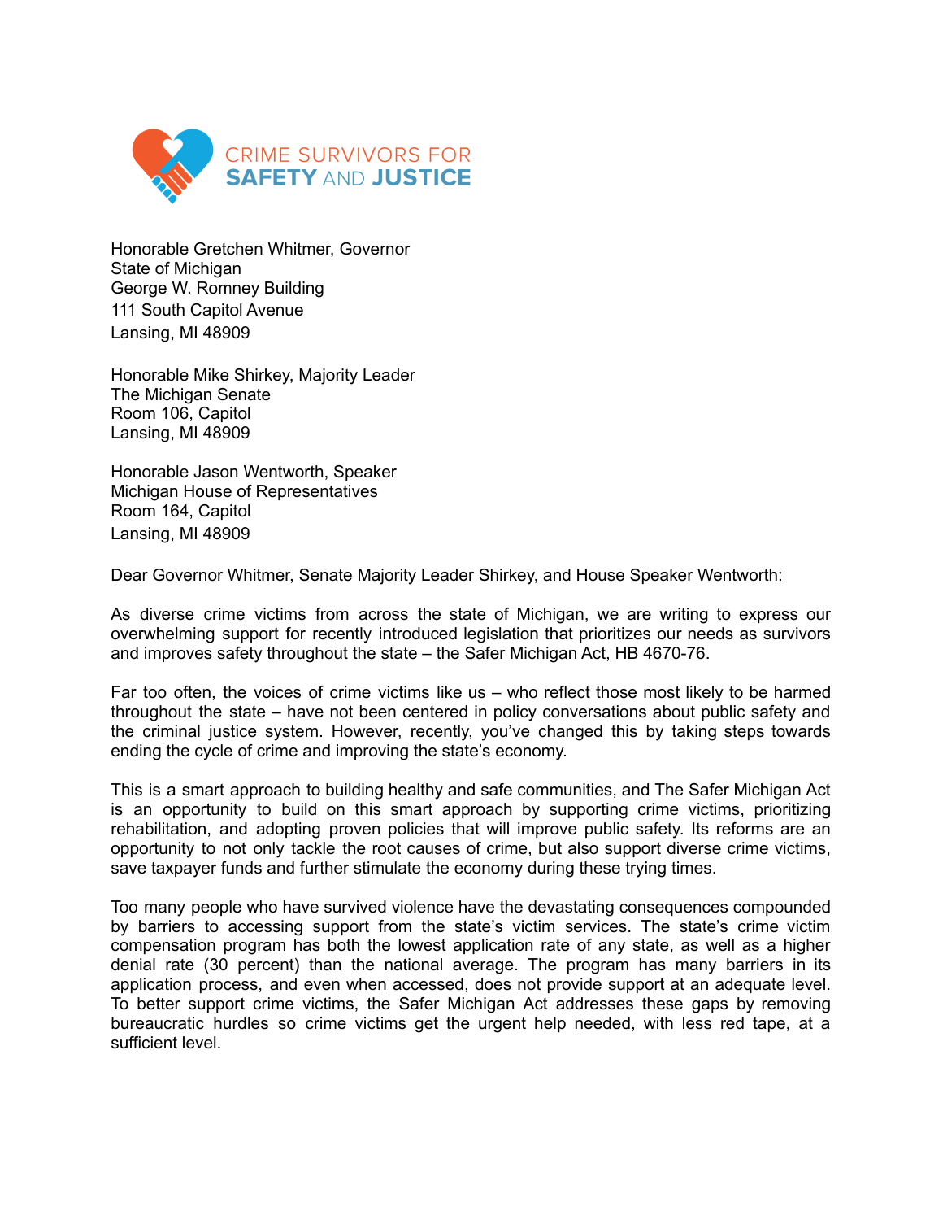CRIME SURVIVORS FOR **SAFETY AND JUSTICE**

Honorable Gretchen Whitmer, Governor
State of Michigan
George W. Romney Building
111 South Capitol Avenue
Lansing, MI 48909

Honorable Mike Shirkey, Majority Leader
The Michigan Senate
Room 106, Capitol
Lansing, MI 48909

Honorable Jason Wentworth, Speaker
Michigan House of Representatives
Room 164, Capitol
Lansing, MI 48909

Dear Governor Whitmer, Senate Majority Leader Shirkey, and House Speaker Wentworth:

As diverse crime victims from across the state of Michigan, we are writing to express our overwhelming support for recently introduced legislation that prioritizes our needs as survivors and improves safety throughout the state – the Safer Michigan Act, HB 4670-76.

Far too often, the voices of crime victims like us – who reflect those most likely to be harmed throughout the state – have not been centered in policy conversations about public safety and the criminal justice system. However, recently, you've changed this by taking steps towards ending the cycle of crime and improving the state's economy.

This is a smart approach to building healthy and safe communities, and The Safer Michigan Act is an opportunity to build on this smart approach by supporting crime victims, prioritizing rehabilitation, and adopting proven policies that will improve public safety. Its reforms are an opportunity to not only tackle the root causes of crime, but also support diverse crime victims, save taxpayer funds and further stimulate the economy during these trying times.

Too many people who have survived violence have the devastating consequences compounded by barriers to accessing support from the state's victim services. The state's crime victim compensation program has both the lowest application rate of any state, as well as a higher denial rate (30 percent) than the national average. The program has many barriers in its application process, and even when accessed, does not provide support at an adequate level. To better support crime victims, the Safer Michigan Act addresses these gaps by removing bureaucratic hurdles so crime victims get the urgent help needed, with less red tape, at a sufficient level.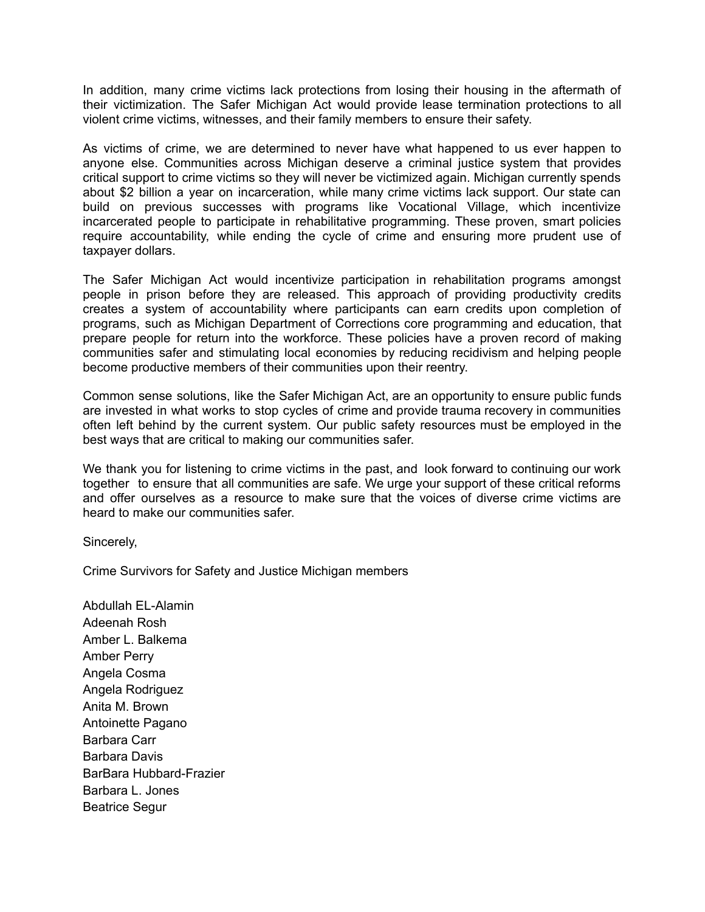In addition, many crime victims lack protections from losing their housing in the aftermath of their victimization. The Safer Michigan Act would provide lease termination protections to all violent crime victims, witnesses, and their family members to ensure their safety.

As victims of crime, we are determined to never have what happened to us ever happen to anyone else. Communities across Michigan deserve a criminal justice system that provides critical support to crime victims so they will never be victimized again. Michigan currently spends about $2 billion a year on incarceration, while many crime victims lack support. Our state can build on previous successes with programs like Vocational Village, which incentivize incarcerated people to participate in rehabilitative programming. These proven, smart policies require accountability, while ending the cycle of crime and ensuring more prudent use of taxpayer dollars.

The Safer Michigan Act would incentivize participation in rehabilitation programs amongst people in prison before they are released. This approach of providing productivity credits creates a system of accountability where participants can earn credits upon completion of programs, such as Michigan Department of Corrections core programming and education, that prepare people for return into the workforce. These policies have a proven record of making communities safer and stimulating local economies by reducing recidivism and helping people become productive members of their communities upon their reentry.

Common sense solutions, like the Safer Michigan Act, are an opportunity to ensure public funds are invested in what works to stop cycles of crime and provide trauma recovery in communities often left behind by the current system. Our public safety resources must be employed in the best ways that are critical to making our communities safer.

We thank you for listening to crime victims in the past, and look forward to continuing our work together to ensure that all communities are safe. We urge your support of these critical reforms and offer ourselves as a resource to make sure that the voices of diverse crime victims are heard to make our communities safer.

Sincerely,

Crime Survivors for Safety and Justice Michigan members

Abdullah EL-Alamin
Adeenah Rosh
Amber L. Balkema
Amber Perry
Angela Cosma
Angela Rodriguez
Anita M. Brown
Antoinette Pagano
Barbara Carr
Barbara Davis
BarBara Hubbard-Frazier
Barbara L. Jones
Beatrice Segur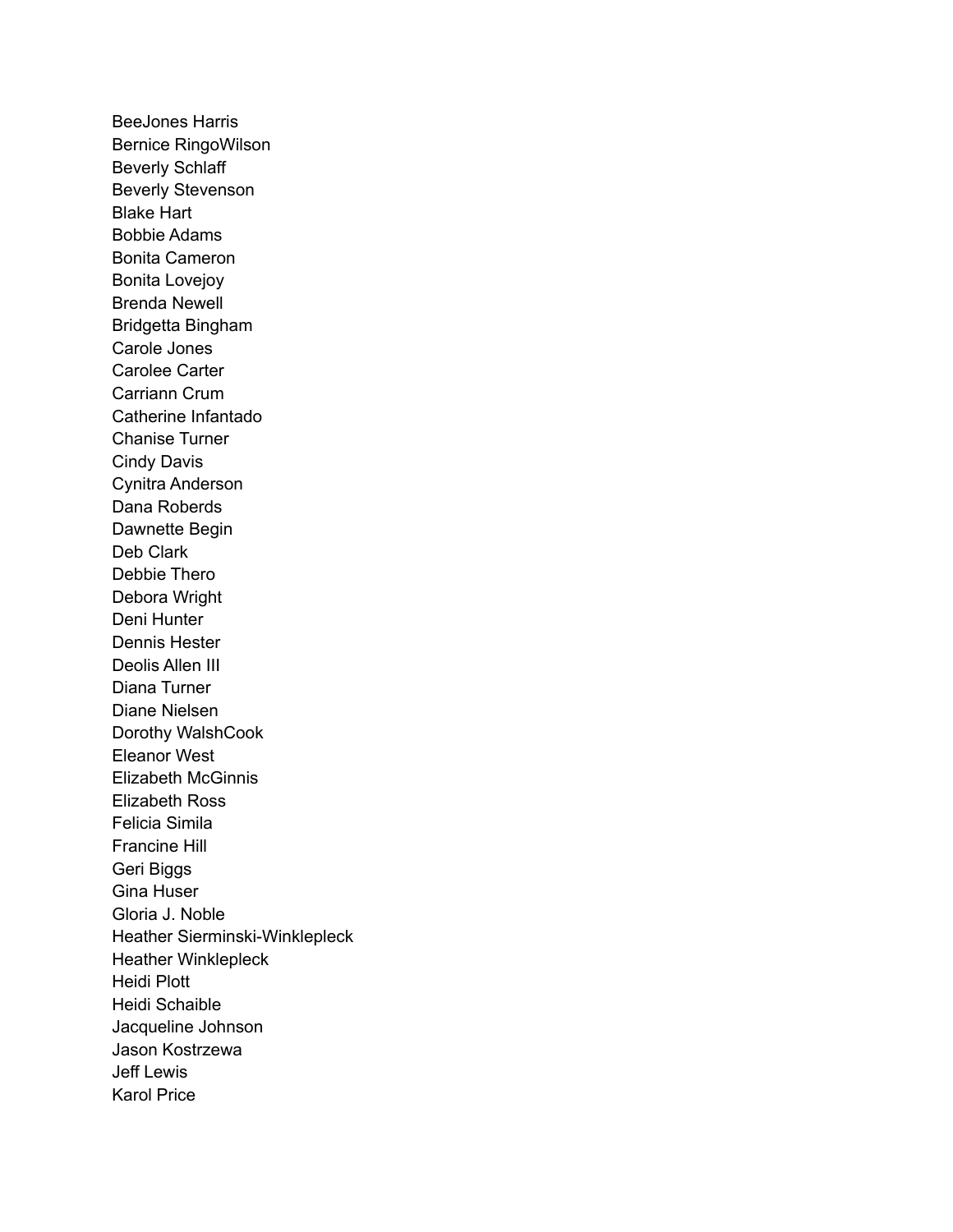BeeJones Harris
Bernice RingoWilson
Beverly Schlaff
Beverly Stevenson
Blake Hart
Bobbie Adams
Bonita Cameron
Bonita Lovejoy
Brenda Newell
Bridgetta Bingham
Carole Jones
Carolee Carter
Carriann Crum
Catherine Infantado
Chanise Turner
Cindy Davis
Cynitra Anderson
Dana Roberds
Dawnette Begin
Deb Clark
Debbie Thero
Debora Wright
Deni Hunter
Dennis Hester
Deolis Allen III
Diana Turner
Diane Nielsen
Dorothy WalshCook
Eleanor West
Elizabeth McGinnis
Elizabeth Ross
Felicia Simila
Francine Hill
Geri Biggs
Gina Huser
Gloria J. Noble
Heather Sierminski-Winklepleck
Heather Winklepleck
Heidi Plott
Heidi Schaible
Jacqueline Johnson
Jason Kostrzewa
Jeff Lewis
Karol Price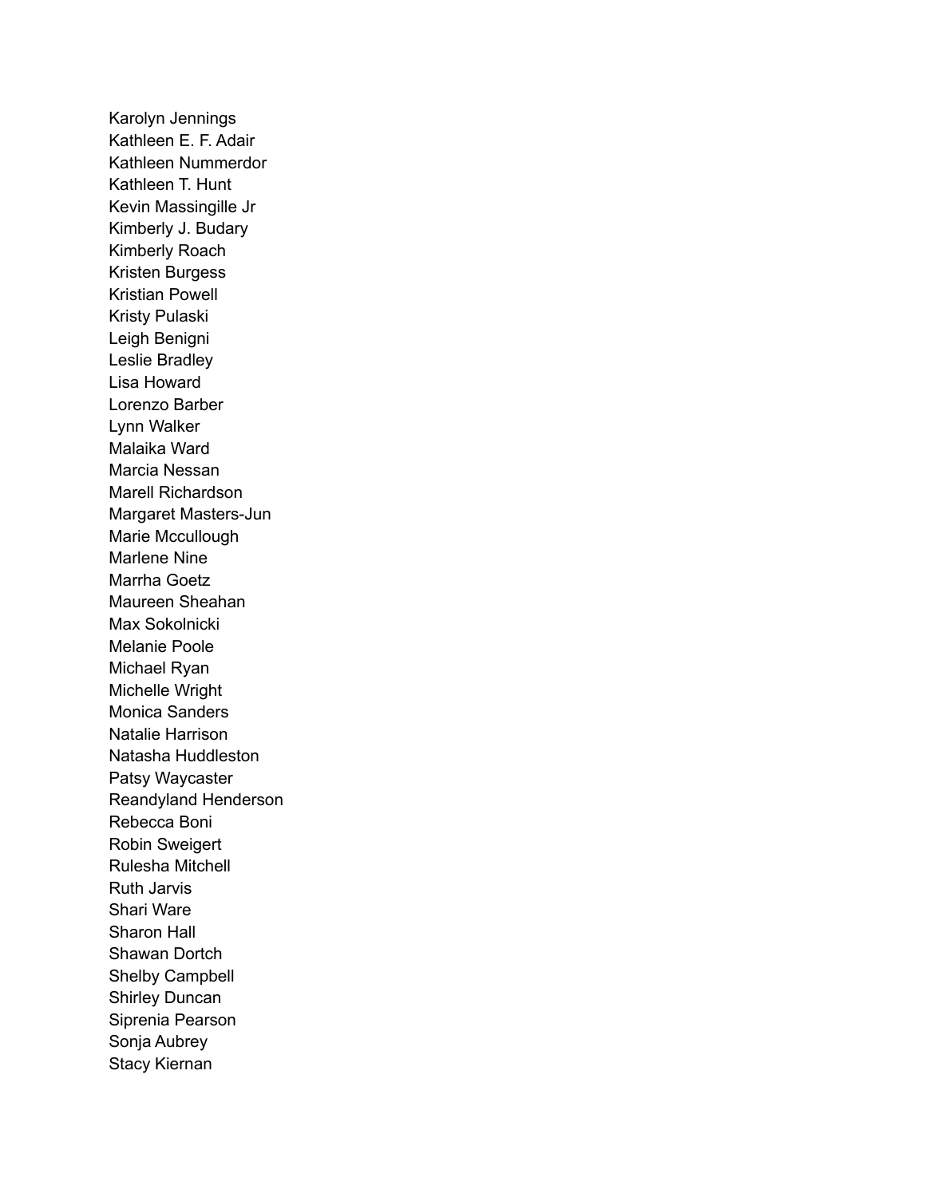Karolyn Jennings
Kathleen E. F. Adair
Kathleen Nummerdor
Kathleen T. Hunt
Kevin Massingille Jr
Kimberly J. Budary
Kimberly Roach
Kristen Burgess
Kristian Powell
Kristy Pulaski
Leigh Benigni
Leslie Bradley
Lisa Howard
Lorenzo Barber
Lynn Walker
Malaika Ward
Marcia Nessan
Marell Richardson
Margaret Masters-Jun
Marie Mccullough
Marlene Nine
Marrha Goetz
Maureen Sheahan
Max Sokolnicki
Melanie Poole
Michael Ryan
Michelle Wright
Monica Sanders
Natalie Harrison
Natasha Huddleston
Patsy Waycaster
Reandyland Henderson
Rebecca Boni
Robin Sweigert
Rulesha Mitchell
Ruth Jarvis
Shari Ware
Sharon Hall
Shawan Dortch
Shelby Campbell
Shirley Duncan
Siprenia Pearson
Sonja Aubrey
Stacy Kiernan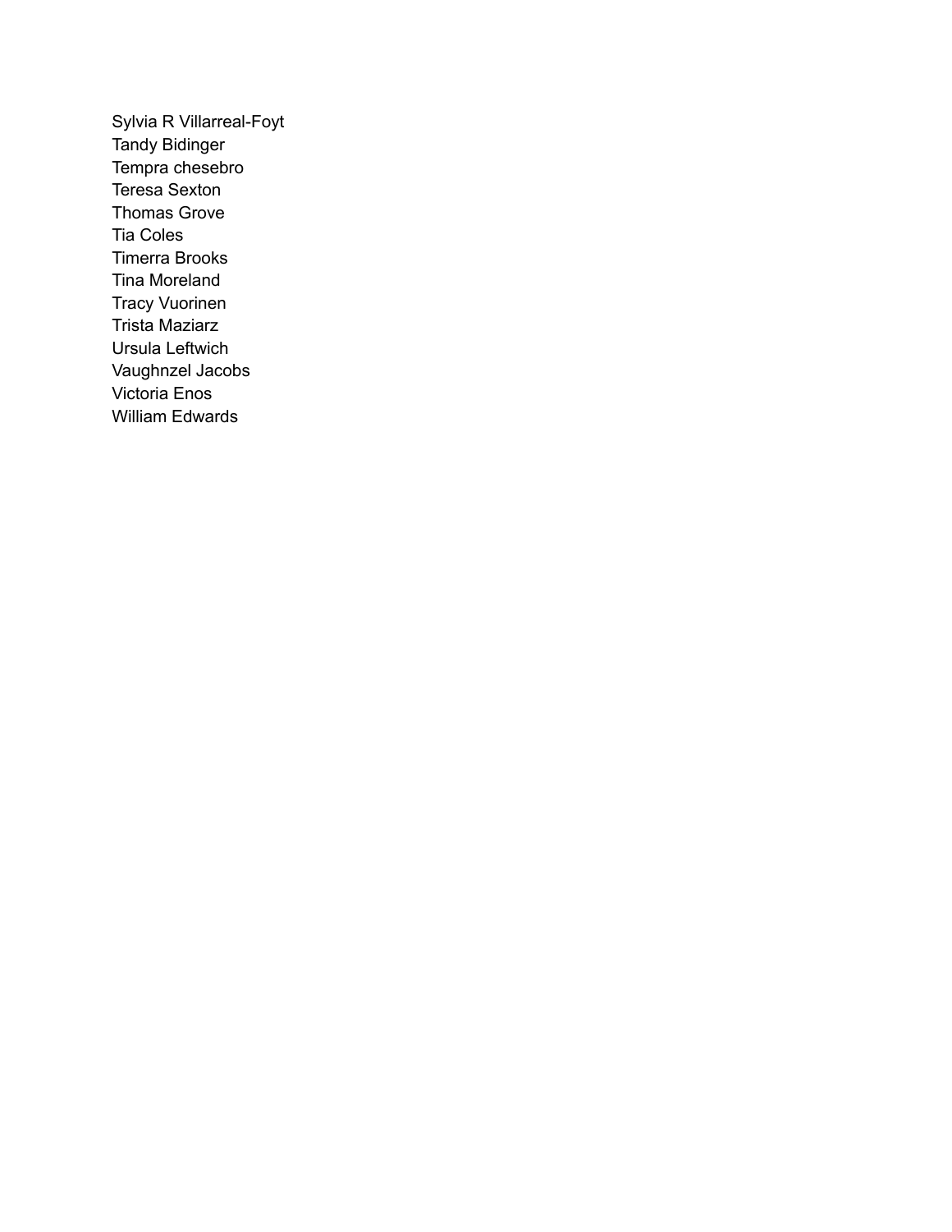Sylvia R Villarreal-Foyt
Tandy Bidinger
Tempra chesebro
Teresa Sexton
Thomas Grove
Tia Coles
Timerra Brooks
Tina Moreland
Tracy Vuorinen
Trista Maziarz
Ursula Leftwich
Vaughnzel Jacobs
Victoria Enos
William Edwards